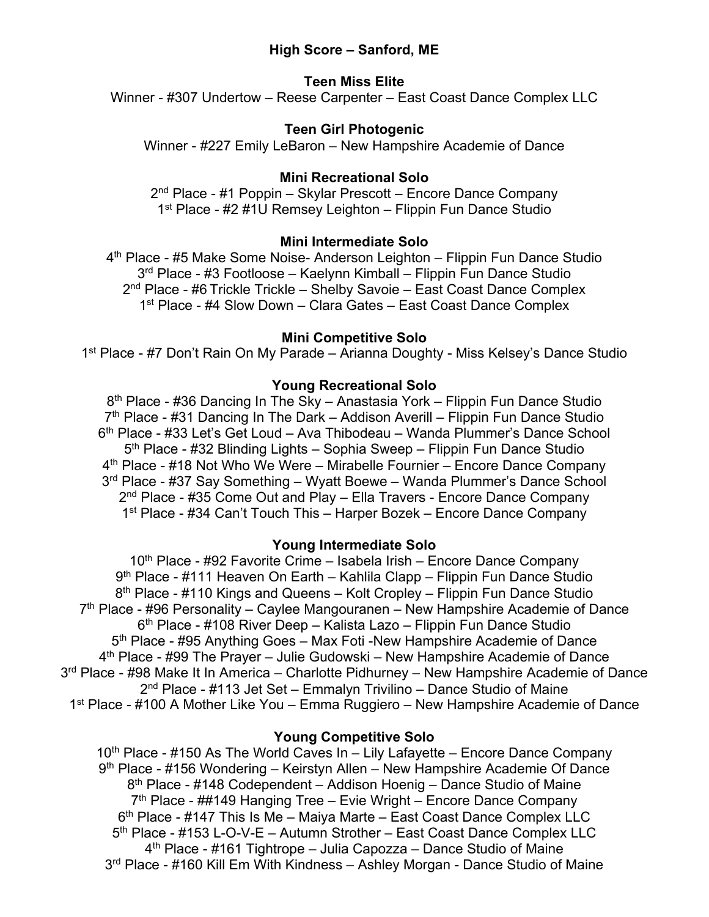# High Score – Sanford, ME

## Teen Miss Elite

Winner - #307 Undertow – Reese Carpenter – East Coast Dance Complex LLC

## Teen Girl Photogenic

Winner - #227 Emily LeBaron – New Hampshire Academie of Dance

## Mini Recreational Solo

2nd Place - #1 Poppin – Skylar Prescott – Encore Dance Company
1st Place - #2 #1U Remsey Leighton – Flippin Fun Dance Studio

## Mini Intermediate Solo

4th Place - #5 Make Some Noise- Anderson Leighton – Flippin Fun Dance Studio
3rd Place - #3 Footloose – Kaelynn Kimball – Flippin Fun Dance Studio
2nd Place - #6 Trickle Trickle – Shelby Savoie – East Coast Dance Complex
1st Place - #4 Slow Down – Clara Gates – East Coast Dance Complex

## Mini Competitive Solo

1st Place - #7 Don't Rain On My Parade – Arianna Doughty - Miss Kelsey's Dance Studio

## Young Recreational Solo

8th Place - #36 Dancing In The Sky – Anastasia York – Flippin Fun Dance Studio
7th Place - #31 Dancing In The Dark – Addison Averill – Flippin Fun Dance Studio
6th Place - #33 Let's Get Loud – Ava Thibodeau – Wanda Plummer's Dance School
5th Place - #32 Blinding Lights – Sophia Sweep – Flippin Fun Dance Studio
4th Place - #18 Not Who We Were – Mirabelle Fournier – Encore Dance Company
3rd Place - #37 Say Something – Wyatt Boewe – Wanda Plummer's Dance School
2nd Place - #35 Come Out and Play – Ella Travers - Encore Dance Company
1st Place - #34 Can't Touch This – Harper Bozek – Encore Dance Company

## Young Intermediate Solo

10th Place - #92 Favorite Crime – Isabela Irish – Encore Dance Company
9th Place - #111 Heaven On Earth – Kahlila Clapp – Flippin Fun Dance Studio
8th Place - #110 Kings and Queens – Kolt Cropley – Flippin Fun Dance Studio
7th Place - #96 Personality – Caylee Mangouranen – New Hampshire Academie of Dance
6th Place - #108 River Deep – Kalista Lazo – Flippin Fun Dance Studio
5th Place - #95 Anything Goes – Max Foti -New Hampshire Academie of Dance
4th Place - #99 The Prayer – Julie Gudowski – New Hampshire Academie of Dance
3rd Place - #98 Make It In America – Charlotte Pidhurney – New Hampshire Academie of Dance
2nd Place - #113 Jet Set – Emmalyn Trivilino – Dance Studio of Maine
1st Place - #100 A Mother Like You – Emma Ruggiero – New Hampshire Academie of Dance

## Young Competitive Solo

10th Place - #150 As The World Caves In – Lily Lafayette – Encore Dance Company
9th Place - #156 Wondering – Keirstyn Allen – New Hampshire Academie Of Dance
8th Place - #148 Codependent – Addison Hoenig – Dance Studio of Maine
7th Place - ##149 Hanging Tree – Evie Wright – Encore Dance Company
6th Place - #147 This Is Me – Maiya Marte – East Coast Dance Complex LLC
5th Place - #153 L-O-V-E – Autumn Strother – East Coast Dance Complex LLC
4th Place - #161 Tightrope – Julia Capozza – Dance Studio of Maine
3rd Place - #160 Kill Em With Kindness – Ashley Morgan - Dance Studio of Maine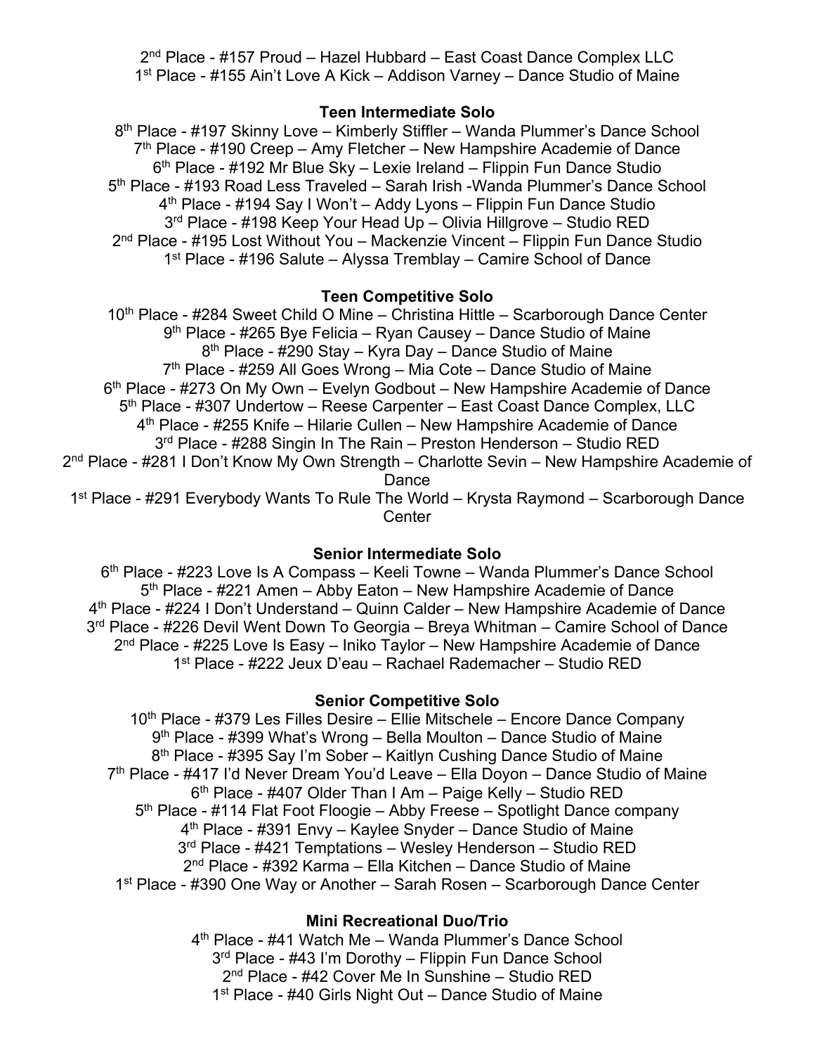2nd Place - #157 Proud – Hazel Hubbard – East Coast Dance Complex LLC
1st Place - #155 Ain't Love A Kick – Addison Varney – Dance Studio of Maine

**Teen Intermediate Solo**

8th Place - #197 Skinny Love – Kimberly Stiffler – Wanda Plummer's Dance School
7th Place - #190 Creep – Amy Fletcher – New Hampshire Academie of Dance
6th Place - #192 Mr Blue Sky – Lexie Ireland – Flippin Fun Dance Studio
5th Place - #193 Road Less Traveled – Sarah Irish -Wanda Plummer's Dance School
4th Place - #194 Say I Won't – Addy Lyons – Flippin Fun Dance Studio
3rd Place - #198 Keep Your Head Up – Olivia Hillgrove – Studio RED
2nd Place - #195 Lost Without You – Mackenzie Vincent – Flippin Fun Dance Studio
1st Place - #196 Salute – Alyssa Tremblay – Camire School of Dance

**Teen Competitive Solo**

10th Place - #284 Sweet Child O Mine – Christina Hittle – Scarborough Dance Center
9th Place - #265 Bye Felicia – Ryan Causey – Dance Studio of Maine
8th Place - #290 Stay – Kyra Day – Dance Studio of Maine
7th Place - #259 All Goes Wrong – Mia Cote – Dance Studio of Maine
6th Place - #273 On My Own – Evelyn Godbout – New Hampshire Academie of Dance
5th Place - #307 Undertow – Reese Carpenter – East Coast Dance Complex, LLC
4th Place - #255 Knife – Hilarie Cullen – New Hampshire Academie of Dance
3rd Place - #288 Singin In The Rain – Preston Henderson – Studio RED
2nd Place - #281 I Don't Know My Own Strength – Charlotte Sevin – New Hampshire Academie of Dance
1st Place - #291 Everybody Wants To Rule The World – Krysta Raymond – Scarborough Dance Center

**Senior Intermediate Solo**

6th Place - #223 Love Is A Compass – Keeli Towne – Wanda Plummer's Dance School
5th Place - #221 Amen – Abby Eaton – New Hampshire Academie of Dance
4th Place - #224 I Don't Understand – Quinn Calder – New Hampshire Academie of Dance
3rd Place - #226 Devil Went Down To Georgia – Breya Whitman – Camire School of Dance
2nd Place - #225 Love Is Easy – Iniko Taylor – New Hampshire Academie of Dance
1st Place - #222 Jeux D'eau – Rachael Rademacher – Studio RED

**Senior Competitive Solo**

10th Place - #379 Les Filles Desire – Ellie Mitschele – Encore Dance Company
9th Place - #399 What's Wrong – Bella Moulton – Dance Studio of Maine
8th Place - #395 Say I'm Sober – Kaitlyn Cushing Dance Studio of Maine
7th Place - #417 I'd Never Dream You'd Leave – Ella Doyon – Dance Studio of Maine
6th Place - #407 Older Than I Am – Paige Kelly – Studio RED
5th Place - #114 Flat Foot Floogie – Abby Freese – Spotlight Dance company
4th Place - #391 Envy – Kaylee Snyder – Dance Studio of Maine
3rd Place - #421 Temptations – Wesley Henderson – Studio RED
2nd Place - #392 Karma – Ella Kitchen – Dance Studio of Maine
1st Place - #390 One Way or Another – Sarah Rosen – Scarborough Dance Center

**Mini Recreational Duo/Trio**

4th Place - #41 Watch Me – Wanda Plummer's Dance School
3rd Place - #43 I'm Dorothy – Flippin Fun Dance School
2nd Place - #42 Cover Me In Sunshine – Studio RED
1st Place - #40 Girls Night Out – Dance Studio of Maine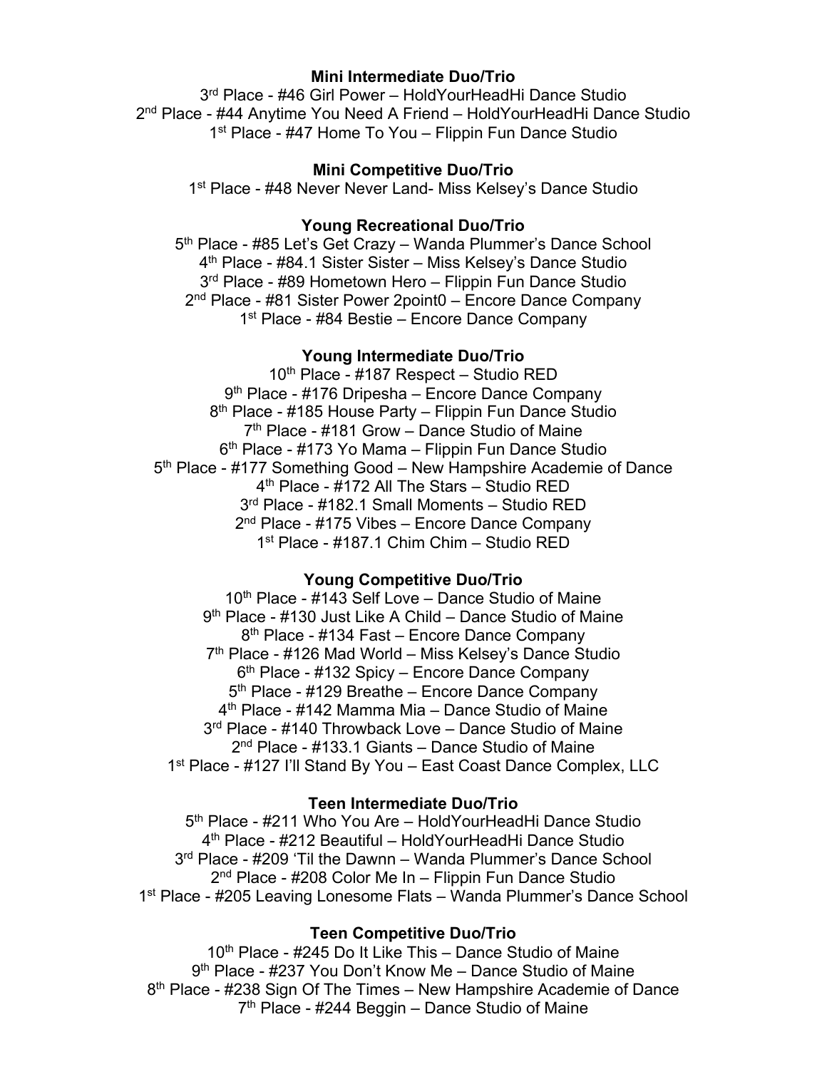**Mini Intermediate Duo/Trio**

3rd Place - #46 Girl Power – HoldYourHeadHi Dance Studio
2nd Place - #44 Anytime You Need A Friend – HoldYourHeadHi Dance Studio
1st Place - #47 Home To You – Flippin Fun Dance Studio

**Mini Competitive Duo/Trio**

1st Place - #48 Never Never Land- Miss Kelsey's Dance Studio

**Young Recreational Duo/Trio**

5th Place - #85 Let's Get Crazy – Wanda Plummer's Dance School
4th Place - #84.1 Sister Sister – Miss Kelsey's Dance Studio
3rd Place - #89 Hometown Hero – Flippin Fun Dance Studio
2nd Place - #81 Sister Power 2point0 – Encore Dance Company
1st Place - #84 Bestie – Encore Dance Company

**Young Intermediate Duo/Trio**

10th Place - #187 Respect – Studio RED
9th Place - #176 Dripesha – Encore Dance Company
8th Place - #185 House Party – Flippin Fun Dance Studio
7th Place - #181 Grow – Dance Studio of Maine
6th Place - #173 Yo Mama – Flippin Fun Dance Studio
5th Place - #177 Something Good – New Hampshire Academie of Dance
4th Place - #172 All The Stars – Studio RED
3rd Place - #182.1 Small Moments – Studio RED
2nd Place - #175 Vibes – Encore Dance Company
1st Place - #187.1 Chim Chim – Studio RED

**Young Competitive Duo/Trio**

10th Place - #143 Self Love – Dance Studio of Maine
9th Place - #130 Just Like A Child – Dance Studio of Maine
8th Place - #134 Fast – Encore Dance Company
7th Place - #126 Mad World – Miss Kelsey's Dance Studio
6th Place - #132 Spicy – Encore Dance Company
5th Place - #129 Breathe – Encore Dance Company
4th Place - #142 Mamma Mia – Dance Studio of Maine
3rd Place - #140 Throwback Love – Dance Studio of Maine
2nd Place - #133.1 Giants – Dance Studio of Maine
1st Place - #127 I'll Stand By You – East Coast Dance Complex, LLC

**Teen Intermediate Duo/Trio**

5th Place - #211 Who You Are – HoldYourHeadHi Dance Studio
4th Place - #212 Beautiful – HoldYourHeadHi Dance Studio
3rd Place - #209 'Til the Dawnn – Wanda Plummer's Dance School
2nd Place - #208 Color Me In – Flippin Fun Dance Studio
1st Place - #205 Leaving Lonesome Flats – Wanda Plummer's Dance School

**Teen Competitive Duo/Trio**

10th Place - #245 Do It Like This – Dance Studio of Maine
9th Place - #237 You Don't Know Me – Dance Studio of Maine
8th Place - #238 Sign Of The Times – New Hampshire Academie of Dance
7th Place - #244 Beggin – Dance Studio of Maine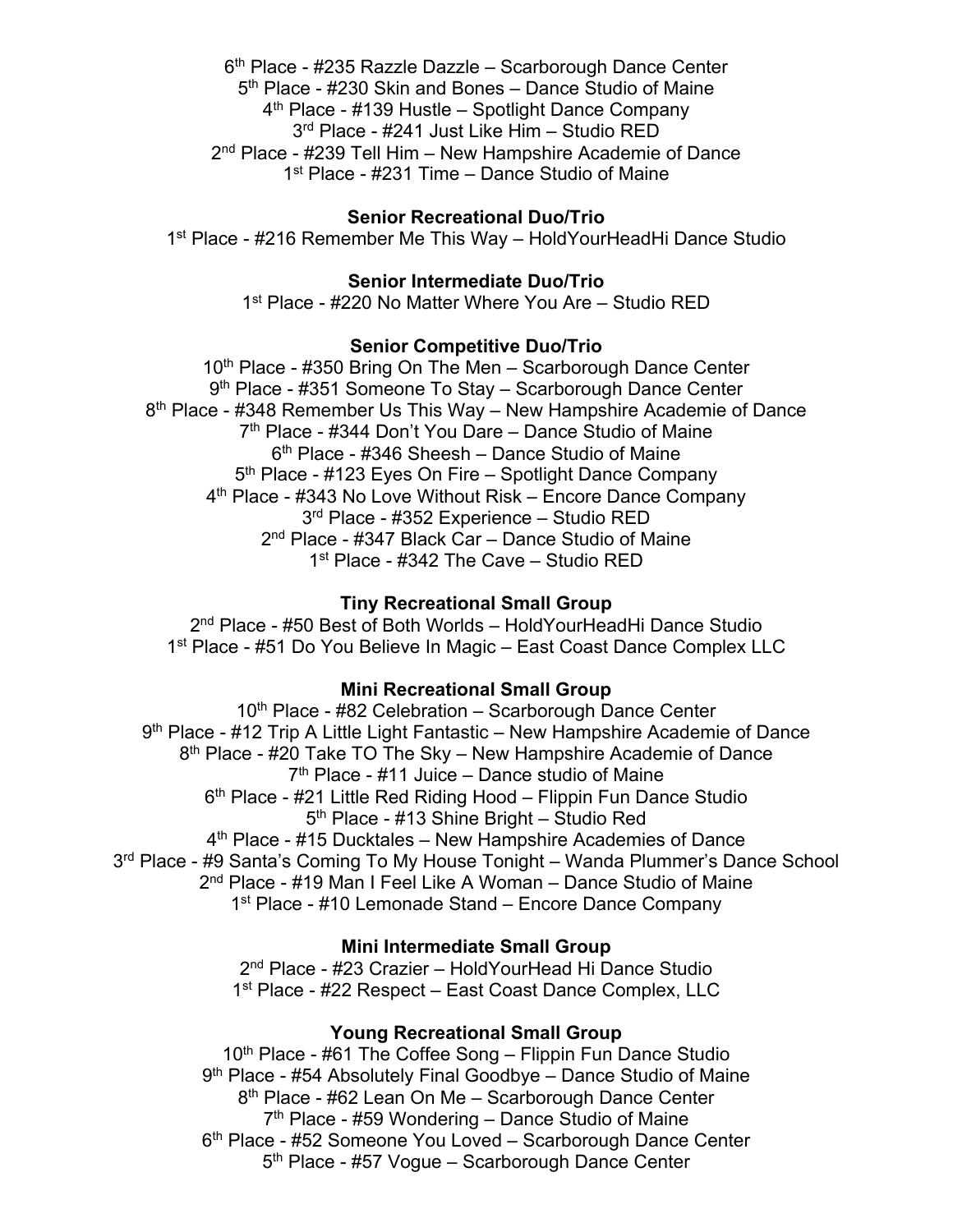6th Place - #235 Razzle Dazzle – Scarborough Dance Center
5th Place - #230 Skin and Bones – Dance Studio of Maine
4th Place - #139 Hustle – Spotlight Dance Company
3rd Place - #241 Just Like Him – Studio RED
2nd Place - #239 Tell Him – New Hampshire Academie of Dance
1st Place - #231 Time – Dance Studio of Maine

**Senior Recreational Duo/Trio**

1st Place - #216 Remember Me This Way – HoldYourHeadHi Dance Studio

**Senior Intermediate Duo/Trio**

1st Place - #220 No Matter Where You Are – Studio RED

**Senior Competitive Duo/Trio**

10th Place - #350 Bring On The Men – Scarborough Dance Center
9th Place - #351 Someone To Stay – Scarborough Dance Center
8th Place - #348 Remember Us This Way – New Hampshire Academie of Dance
7th Place - #344 Don't You Dare – Dance Studio of Maine
6th Place - #346 Sheesh – Dance Studio of Maine
5th Place - #123 Eyes On Fire – Spotlight Dance Company
4th Place - #343 No Love Without Risk – Encore Dance Company
3rd Place - #352 Experience – Studio RED
2nd Place - #347 Black Car – Dance Studio of Maine
1st Place - #342 The Cave – Studio RED

**Tiny Recreational Small Group**

2nd Place - #50 Best of Both Worlds – HoldYourHeadHi Dance Studio
1st Place - #51 Do You Believe In Magic – East Coast Dance Complex LLC

**Mini Recreational Small Group**

10th Place - #82 Celebration – Scarborough Dance Center
9th Place - #12 Trip A Little Light Fantastic – New Hampshire Academie of Dance
8th Place - #20 Take TO The Sky – New Hampshire Academie of Dance
7th Place - #11 Juice – Dance studio of Maine
6th Place - #21 Little Red Riding Hood – Flippin Fun Dance Studio
5th Place - #13 Shine Bright – Studio Red
4th Place - #15 Ducktales – New Hampshire Academies of Dance
3rd Place - #9 Santa's Coming To My House Tonight – Wanda Plummer's Dance School
2nd Place - #19 Man I Feel Like A Woman – Dance Studio of Maine
1st Place - #10 Lemonade Stand – Encore Dance Company

**Mini Intermediate Small Group**

2nd Place - #23 Crazier – HoldYourHead Hi Dance Studio
1st Place - #22 Respect – East Coast Dance Complex, LLC

**Young Recreational Small Group**

10th Place - #61 The Coffee Song – Flippin Fun Dance Studio
9th Place - #54 Absolutely Final Goodbye – Dance Studio of Maine
8th Place - #62 Lean On Me – Scarborough Dance Center
7th Place - #59 Wondering – Dance Studio of Maine
6th Place - #52 Someone You Loved – Scarborough Dance Center
5th Place - #57 Vogue – Scarborough Dance Center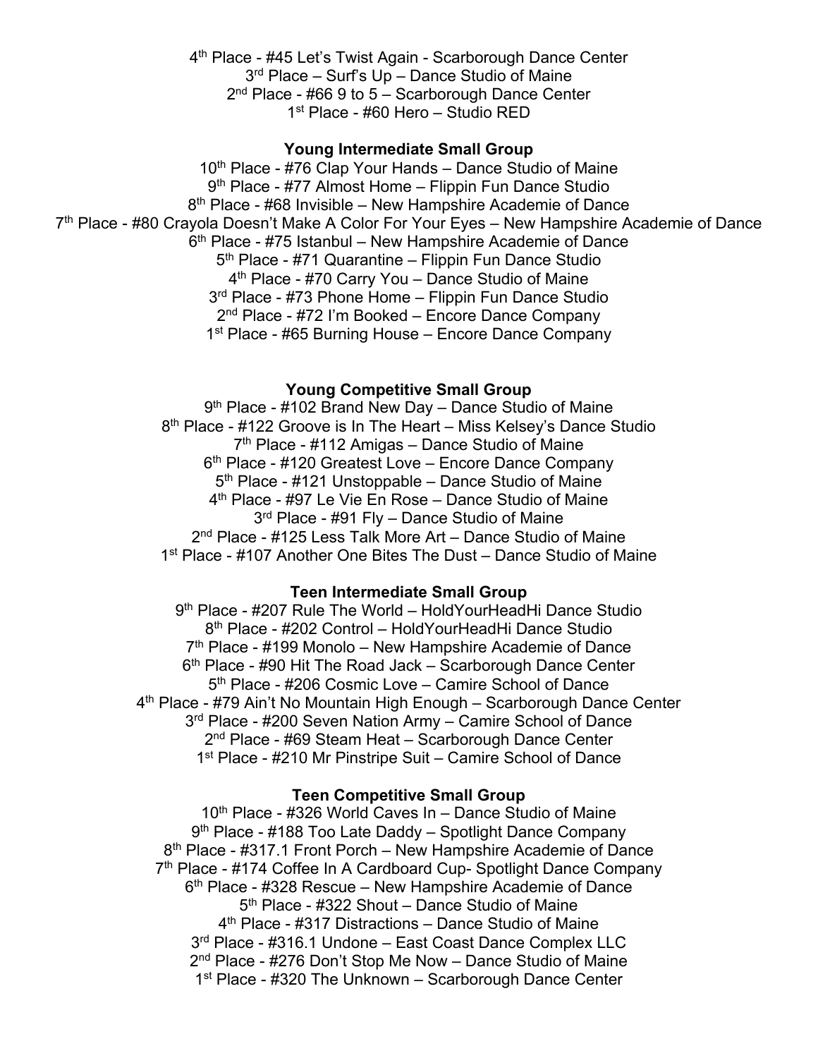4th Place - #45 Let's Twist Again - Scarborough Dance Center
3rd Place – Surf's Up – Dance Studio of Maine
2nd Place - #66 9 to 5 – Scarborough Dance Center
1st Place - #60 Hero – Studio RED

**Young Intermediate Small Group**

10th Place - #76 Clap Your Hands – Dance Studio of Maine
9th Place - #77 Almost Home – Flippin Fun Dance Studio
8th Place - #68 Invisible – New Hampshire Academie of Dance
7th Place - #80 Crayola Doesn't Make A Color For Your Eyes – New Hampshire Academie of Dance
6th Place - #75 Istanbul – New Hampshire Academie of Dance
5th Place - #71 Quarantine – Flippin Fun Dance Studio
4th Place - #70 Carry You – Dance Studio of Maine
3rd Place - #73 Phone Home – Flippin Fun Dance Studio
2nd Place - #72 I'm Booked – Encore Dance Company
1st Place - #65 Burning House – Encore Dance Company

**Young Competitive Small Group**

9th Place - #102 Brand New Day – Dance Studio of Maine
8th Place - #122 Groove is In The Heart – Miss Kelsey's Dance Studio
7th Place - #112 Amigas – Dance Studio of Maine
6th Place - #120 Greatest Love – Encore Dance Company
5th Place - #121 Unstoppable – Dance Studio of Maine
4th Place - #97 Le Vie En Rose – Dance Studio of Maine
3rd Place - #91 Fly – Dance Studio of Maine
2nd Place - #125 Less Talk More Art – Dance Studio of Maine
1st Place - #107 Another One Bites The Dust – Dance Studio of Maine

**Teen Intermediate Small Group**

9th Place - #207 Rule The World – HoldYourHeadHi Dance Studio
8th Place - #202 Control – HoldYourHeadHi Dance Studio
7th Place - #199 Monolo – New Hampshire Academie of Dance
6th Place - #90 Hit The Road Jack – Scarborough Dance Center
5th Place - #206 Cosmic Love – Camire School of Dance
4th Place - #79 Ain't No Mountain High Enough – Scarborough Dance Center
3rd Place - #200 Seven Nation Army – Camire School of Dance
2nd Place - #69 Steam Heat – Scarborough Dance Center
1st Place - #210 Mr Pinstripe Suit – Camire School of Dance

**Teen Competitive Small Group**

10th Place - #326 World Caves In – Dance Studio of Maine
9th Place - #188 Too Late Daddy – Spotlight Dance Company
8th Place - #317.1 Front Porch – New Hampshire Academie of Dance
7th Place - #174 Coffee In A Cardboard Cup- Spotlight Dance Company
6th Place - #328 Rescue – New Hampshire Academie of Dance
5th Place - #322 Shout – Dance Studio of Maine
4th Place - #317 Distractions – Dance Studio of Maine
3rd Place - #316.1 Undone – East Coast Dance Complex LLC
2nd Place - #276 Don't Stop Me Now – Dance Studio of Maine
1st Place - #320 The Unknown – Scarborough Dance Center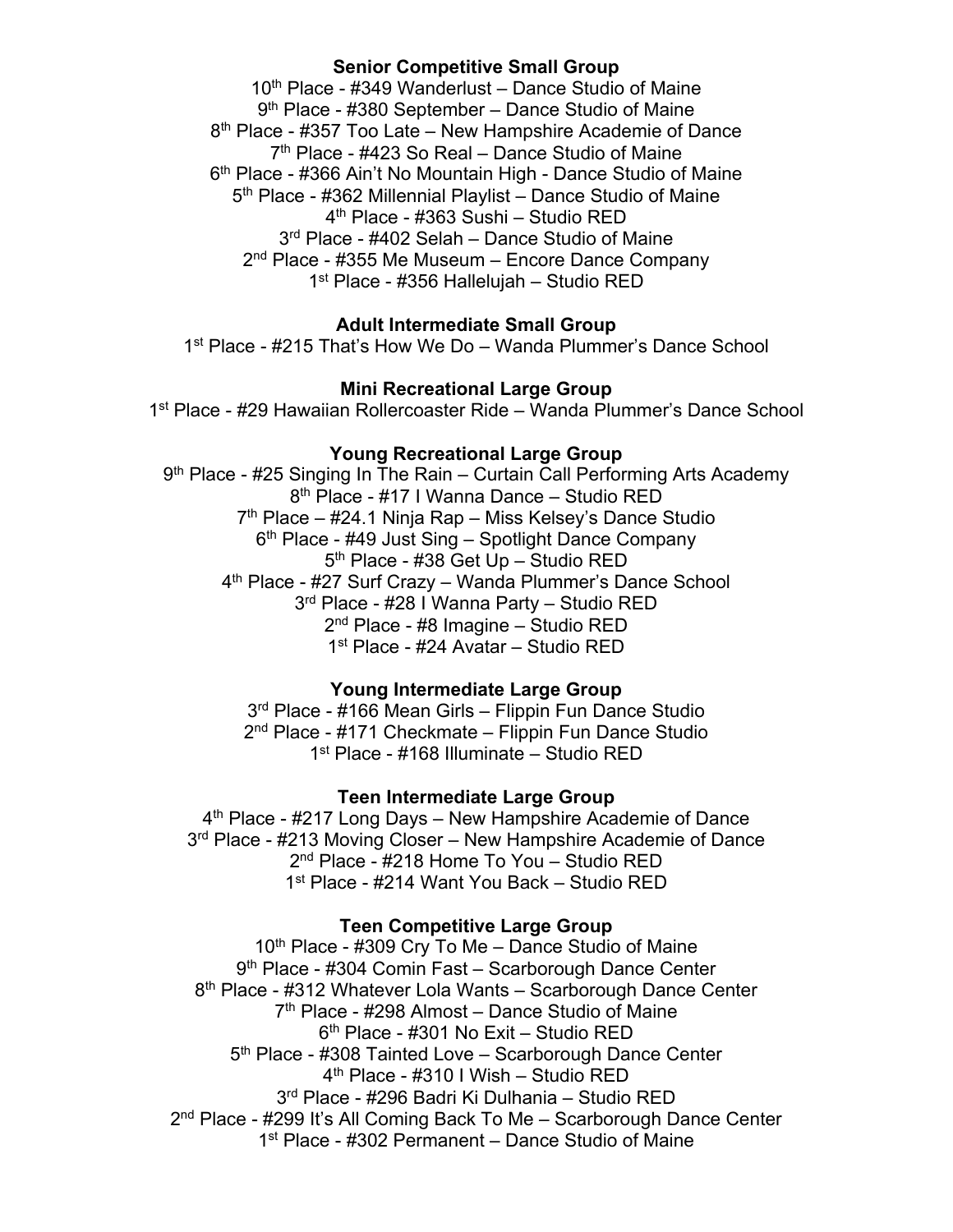**Senior Competitive Small Group**

10th Place - #349 Wanderlust – Dance Studio of Maine
9th Place - #380 September – Dance Studio of Maine
8th Place - #357 Too Late – New Hampshire Academie of Dance
7th Place - #423 So Real – Dance Studio of Maine
6th Place - #366 Ain't No Mountain High - Dance Studio of Maine
5th Place - #362 Millennial Playlist – Dance Studio of Maine
4th Place - #363 Sushi – Studio RED
3rd Place - #402 Selah – Dance Studio of Maine
2nd Place - #355 Me Museum – Encore Dance Company
1st Place - #356 Hallelujah – Studio RED

**Adult Intermediate Small Group**

1st Place - #215 That's How We Do – Wanda Plummer's Dance School

**Mini Recreational Large Group**

1st Place - #29 Hawaiian Rollercoaster Ride – Wanda Plummer's Dance School

**Young Recreational Large Group**

9th Place - #25 Singing In The Rain – Curtain Call Performing Arts Academy
8th Place - #17 I Wanna Dance – Studio RED
7th Place – #24.1 Ninja Rap – Miss Kelsey's Dance Studio
6th Place - #49 Just Sing – Spotlight Dance Company
5th Place - #38 Get Up – Studio RED
4th Place - #27 Surf Crazy – Wanda Plummer's Dance School
3rd Place - #28 I Wanna Party – Studio RED
2nd Place - #8 Imagine – Studio RED
1st Place - #24 Avatar – Studio RED

**Young Intermediate Large Group**

3rd Place - #166 Mean Girls – Flippin Fun Dance Studio
2nd Place - #171 Checkmate – Flippin Fun Dance Studio
1st Place - #168 Illuminate – Studio RED

**Teen Intermediate Large Group**

4th Place - #217 Long Days – New Hampshire Academie of Dance
3rd Place - #213 Moving Closer – New Hampshire Academie of Dance
2nd Place - #218 Home To You – Studio RED
1st Place - #214 Want You Back – Studio RED

**Teen Competitive Large Group**

10th Place - #309 Cry To Me – Dance Studio of Maine
9th Place - #304 Comin Fast – Scarborough Dance Center
8th Place - #312 Whatever Lola Wants – Scarborough Dance Center
7th Place - #298 Almost – Dance Studio of Maine
6th Place - #301 No Exit – Studio RED
5th Place - #308 Tainted Love – Scarborough Dance Center
4th Place - #310 I Wish – Studio RED
3rd Place - #296 Badri Ki Dulhania – Studio RED
2nd Place - #299 It's All Coming Back To Me – Scarborough Dance Center
1st Place - #302 Permanent – Dance Studio of Maine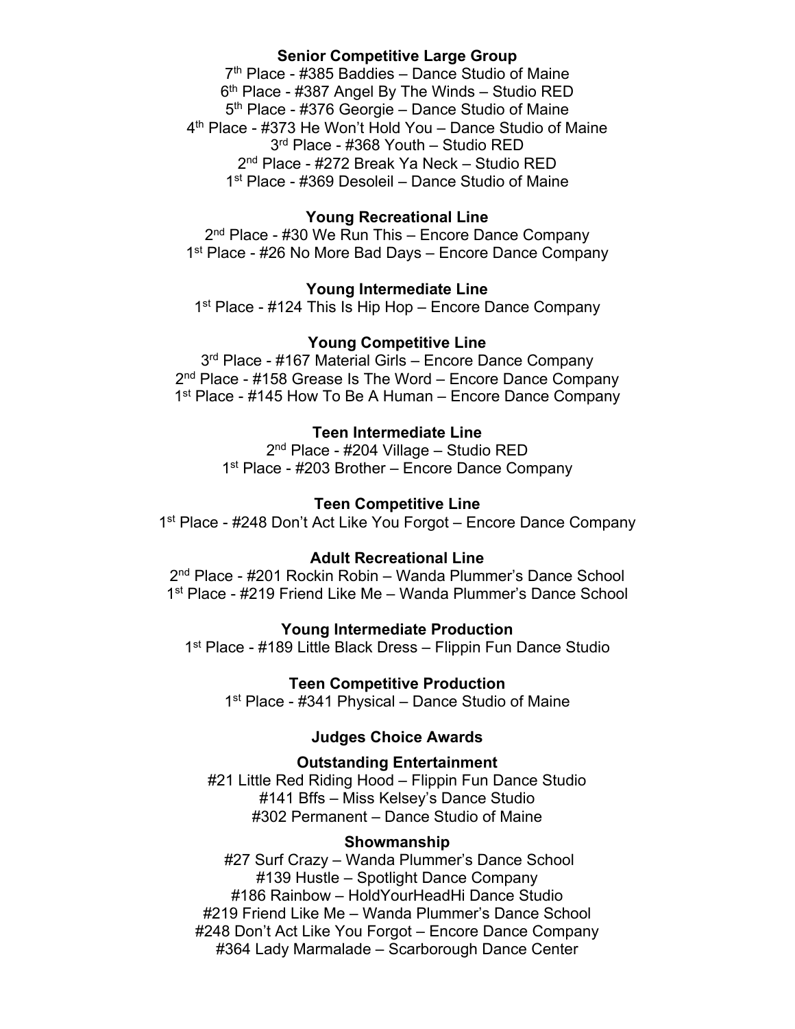**Senior Competitive Large Group**

7th Place - #385 Baddies – Dance Studio of Maine
6th Place - #387 Angel By The Winds – Studio RED
5th Place - #376 Georgie – Dance Studio of Maine
4th Place - #373 He Won't Hold You – Dance Studio of Maine
3rd Place - #368 Youth – Studio RED
2nd Place - #272 Break Ya Neck – Studio RED
1st Place - #369 Desoleil – Dance Studio of Maine

**Young Recreational Line**

2nd Place - #30 We Run This – Encore Dance Company
1st Place - #26 No More Bad Days – Encore Dance Company

**Young Intermediate Line**

1st Place - #124 This Is Hip Hop – Encore Dance Company

**Young Competitive Line**

3rd Place - #167 Material Girls – Encore Dance Company
2nd Place - #158 Grease Is The Word – Encore Dance Company
1st Place - #145 How To Be A Human – Encore Dance Company

**Teen Intermediate Line**

2nd Place - #204 Village – Studio RED
1st Place - #203 Brother – Encore Dance Company

**Teen Competitive Line**

1st Place - #248 Don't Act Like You Forgot – Encore Dance Company

**Adult Recreational Line**

2nd Place - #201 Rockin Robin – Wanda Plummer's Dance School
1st Place - #219 Friend Like Me – Wanda Plummer's Dance School

**Young Intermediate Production**

1st Place - #189 Little Black Dress – Flippin Fun Dance Studio

**Teen Competitive Production**

1st Place - #341 Physical – Dance Studio of Maine

**Judges Choice Awards**

**Outstanding Entertainment**

#21 Little Red Riding Hood – Flippin Fun Dance Studio
#141 Bffs – Miss Kelsey's Dance Studio
#302 Permanent – Dance Studio of Maine

**Showmanship**

#27 Surf Crazy – Wanda Plummer's Dance School
#139 Hustle – Spotlight Dance Company
#186 Rainbow – HoldYourHeadHi Dance Studio
#219 Friend Like Me – Wanda Plummer's Dance School
#248 Don't Act Like You Forgot – Encore Dance Company
#364 Lady Marmalade – Scarborough Dance Center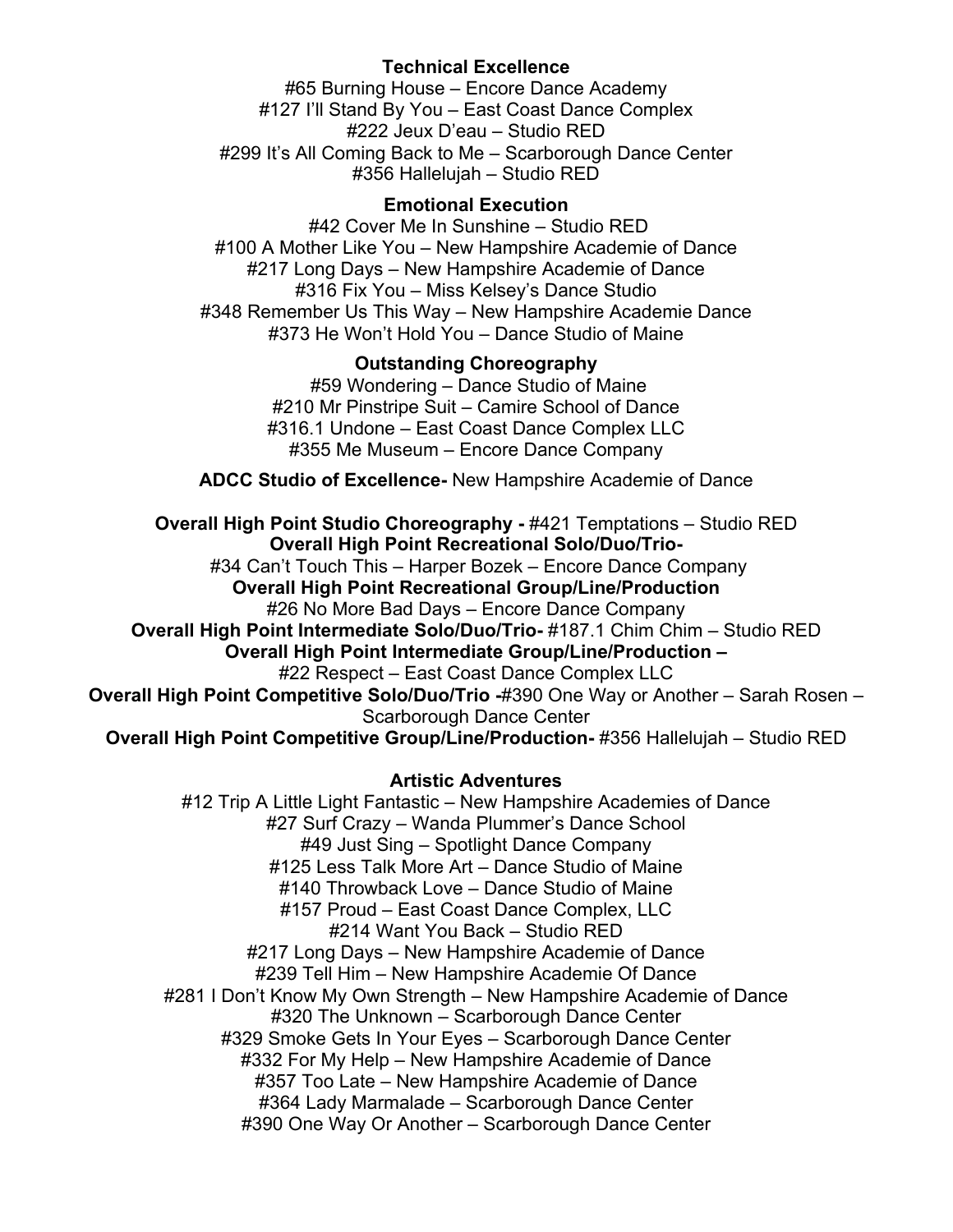**Technical Excellence**

#65 Burning House – Encore Dance Academy
#127 I'll Stand By You – East Coast Dance Complex
#222 Jeux D'eau – Studio RED
#299 It's All Coming Back to Me – Scarborough Dance Center
#356 Hallelujah – Studio RED

**Emotional Execution**

#42 Cover Me In Sunshine – Studio RED
#100 A Mother Like You – New Hampshire Academie of Dance
#217 Long Days – New Hampshire Academie of Dance
#316 Fix You – Miss Kelsey's Dance Studio
#348 Remember Us This Way – New Hampshire Academie Dance
#373 He Won't Hold You – Dance Studio of Maine

**Outstanding Choreography**

#59 Wondering – Dance Studio of Maine
#210 Mr Pinstripe Suit – Camire School of Dance
#316.1 Undone – East Coast Dance Complex LLC
#355 Me Museum – Encore Dance Company

**ADCC Studio of Excellence-** New Hampshire Academie of Dance

**Overall High Point Studio Choreography -** #421 Temptations – Studio RED
**Overall High Point Recreational Solo/Duo/Trio-**
#34 Can't Touch This – Harper Bozek – Encore Dance Company
**Overall High Point Recreational Group/Line/Production**
#26 No More Bad Days – Encore Dance Company
**Overall High Point Intermediate Solo/Duo/Trio-** #187.1 Chim Chim – Studio RED
**Overall High Point Intermediate Group/Line/Production –**
#22 Respect – East Coast Dance Complex LLC
**Overall High Point Competitive Solo/Duo/Trio -**#390 One Way or Another – Sarah Rosen – Scarborough Dance Center
**Overall High Point Competitive Group/Line/Production-** #356 Hallelujah – Studio RED

**Artistic Adventures**

#12 Trip A Little Light Fantastic – New Hampshire Academies of Dance
#27 Surf Crazy – Wanda Plummer's Dance School
#49 Just Sing – Spotlight Dance Company
#125 Less Talk More Art – Dance Studio of Maine
#140 Throwback Love – Dance Studio of Maine
#157 Proud – East Coast Dance Complex, LLC
#214 Want You Back – Studio RED
#217 Long Days – New Hampshire Academie of Dance
#239 Tell Him – New Hampshire Academie Of Dance
#281 I Don't Know My Own Strength – New Hampshire Academie of Dance
#320 The Unknown – Scarborough Dance Center
#329 Smoke Gets In Your Eyes – Scarborough Dance Center
#332 For My Help – New Hampshire Academie of Dance
#357 Too Late – New Hampshire Academie of Dance
#364 Lady Marmalade – Scarborough Dance Center
#390 One Way Or Another – Scarborough Dance Center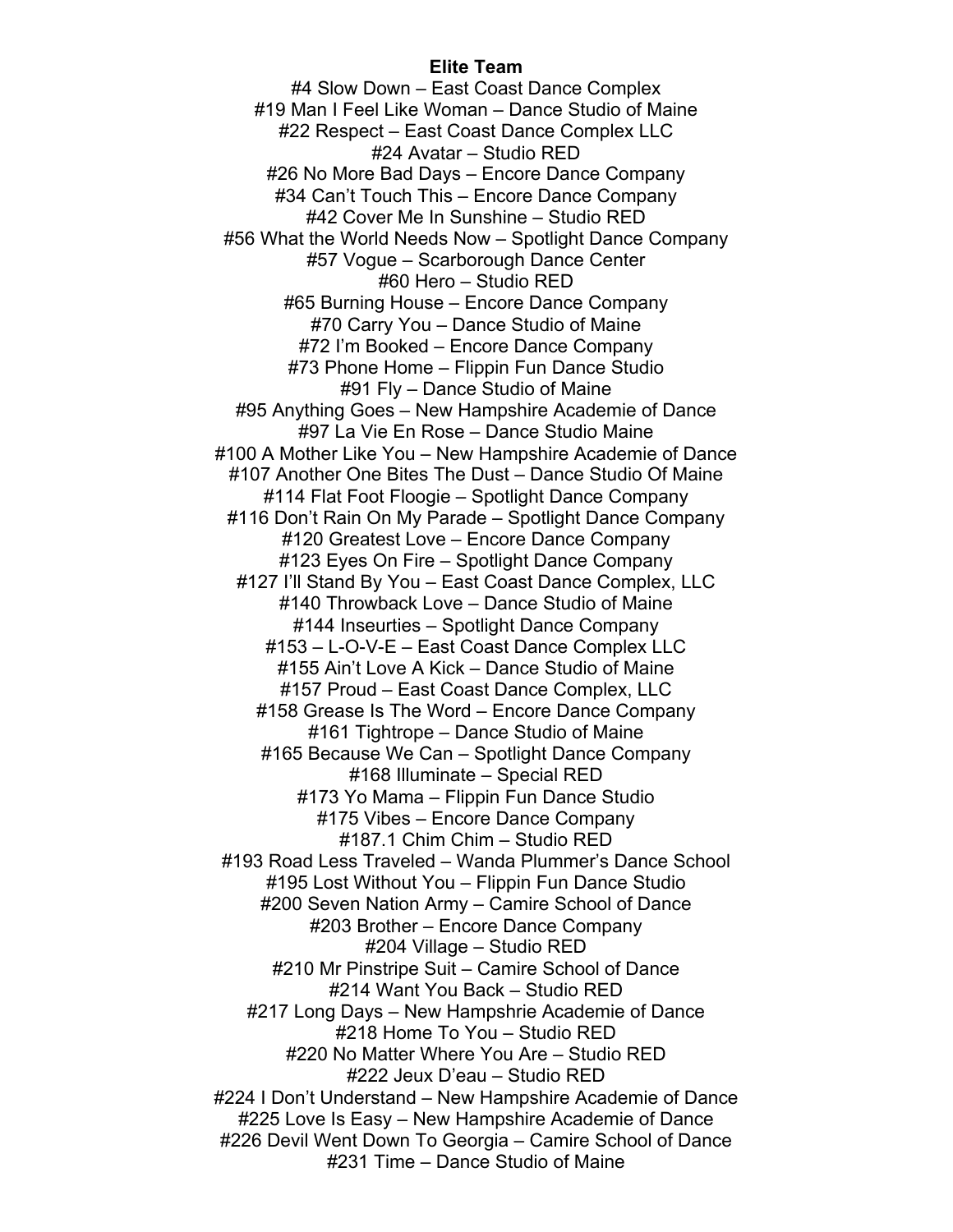**Elite Team**

#4 Slow Down – East Coast Dance Complex
#19 Man I Feel Like Woman – Dance Studio of Maine
#22 Respect – East Coast Dance Complex LLC
#24 Avatar – Studio RED
#26 No More Bad Days – Encore Dance Company
#34 Can't Touch This – Encore Dance Company
#42 Cover Me In Sunshine – Studio RED
#56 What the World Needs Now – Spotlight Dance Company
#57 Vogue – Scarborough Dance Center
#60 Hero – Studio RED
#65 Burning House – Encore Dance Company
#70 Carry You – Dance Studio of Maine
#72 I'm Booked – Encore Dance Company
#73 Phone Home – Flippin Fun Dance Studio
#91 Fly – Dance Studio of Maine
#95 Anything Goes – New Hampshire Academie of Dance
#97 La Vie En Rose – Dance Studio Maine
#100 A Mother Like You – New Hampshire Academie of Dance
#107 Another One Bites The Dust – Dance Studio Of Maine
#114 Flat Foot Floogie – Spotlight Dance Company
#116 Don't Rain On My Parade – Spotlight Dance Company
#120 Greatest Love – Encore Dance Company
#123 Eyes On Fire – Spotlight Dance Company
#127 I'll Stand By You – East Coast Dance Complex, LLC
#140 Throwback Love – Dance Studio of Maine
#144 Inseurties – Spotlight Dance Company
#153 – L-O-V-E – East Coast Dance Complex LLC
#155 Ain't Love A Kick – Dance Studio of Maine
#157 Proud – East Coast Dance Complex, LLC
#158 Grease Is The Word – Encore Dance Company
#161 Tightrope – Dance Studio of Maine
#165 Because We Can – Spotlight Dance Company
#168 Illuminate – Special RED
#173 Yo Mama – Flippin Fun Dance Studio
#175 Vibes – Encore Dance Company
#187.1 Chim Chim – Studio RED
#193 Road Less Traveled – Wanda Plummer's Dance School
#195 Lost Without You – Flippin Fun Dance Studio
#200 Seven Nation Army – Camire School of Dance
#203 Brother – Encore Dance Company
#204 Village – Studio RED
#210 Mr Pinstripe Suit – Camire School of Dance
#214 Want You Back – Studio RED
#217 Long Days – New Hampshrie Academie of Dance
#218 Home To You – Studio RED
#220 No Matter Where You Are – Studio RED
#222 Jeux D'eau – Studio RED
#224 I Don't Understand – New Hampshire Academie of Dance
#225 Love Is Easy – New Hampshire Academie of Dance
#226 Devil Went Down To Georgia – Camire School of Dance
#231 Time – Dance Studio of Maine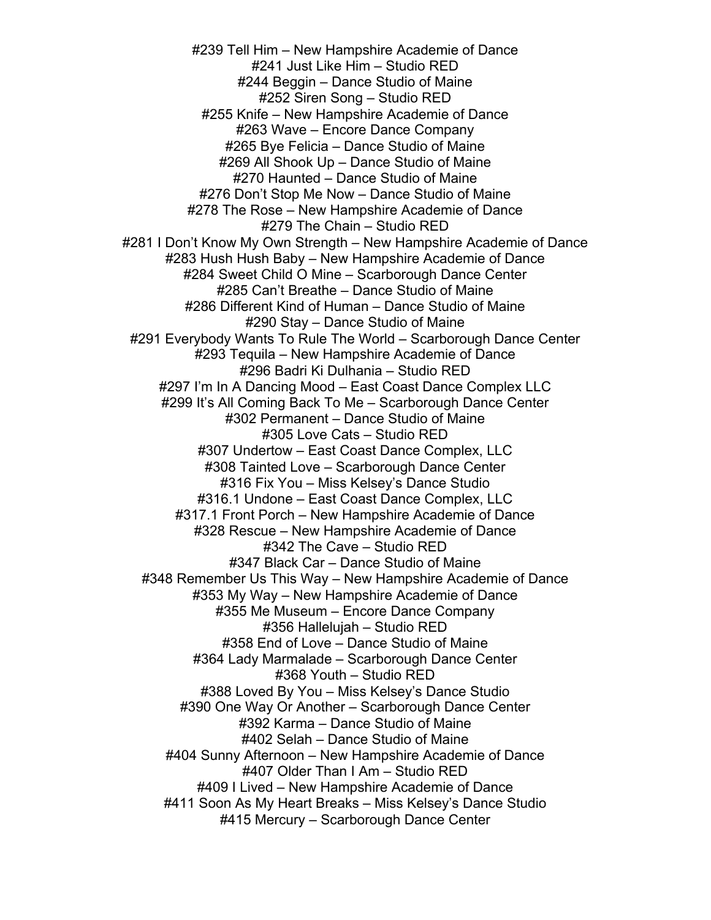#239 Tell Him – New Hampshire Academie of Dance
#241 Just Like Him – Studio RED
#244 Beggin – Dance Studio of Maine
#252 Siren Song – Studio RED
#255 Knife – New Hampshire Academie of Dance
#263 Wave – Encore Dance Company
#265 Bye Felicia – Dance Studio of Maine
#269 All Shook Up – Dance Studio of Maine
#270 Haunted – Dance Studio of Maine
#276 Don't Stop Me Now – Dance Studio of Maine
#278 The Rose – New Hampshire Academie of Dance
#279 The Chain – Studio RED
#281 I Don't Know My Own Strength – New Hampshire Academie of Dance
#283 Hush Hush Baby – New Hampshire Academie of Dance
#284 Sweet Child O Mine – Scarborough Dance Center
#285 Can't Breathe – Dance Studio of Maine
#286 Different Kind of Human – Dance Studio of Maine
#290 Stay – Dance Studio of Maine
#291 Everybody Wants To Rule The World – Scarborough Dance Center
#293 Tequila – New Hampshire Academie of Dance
#296 Badri Ki Dulhania – Studio RED
#297 I'm In A Dancing Mood – East Coast Dance Complex LLC
#299 It's All Coming Back To Me – Scarborough Dance Center
#302 Permanent – Dance Studio of Maine
#305 Love Cats – Studio RED
#307 Undertow – East Coast Dance Complex, LLC
#308 Tainted Love – Scarborough Dance Center
#316 Fix You – Miss Kelsey's Dance Studio
#316.1 Undone – East Coast Dance Complex, LLC
#317.1 Front Porch – New Hampshire Academie of Dance
#328 Rescue – New Hampshire Academie of Dance
#342 The Cave – Studio RED
#347 Black Car – Dance Studio of Maine
#348 Remember Us This Way – New Hampshire Academie of Dance
#353 My Way – New Hampshire Academie of Dance
#355 Me Museum – Encore Dance Company
#356 Hallelujah – Studio RED
#358 End of Love – Dance Studio of Maine
#364 Lady Marmalade – Scarborough Dance Center
#368 Youth – Studio RED
#388 Loved By You – Miss Kelsey's Dance Studio
#390 One Way Or Another – Scarborough Dance Center
#392 Karma – Dance Studio of Maine
#402 Selah – Dance Studio of Maine
#404 Sunny Afternoon – New Hampshire Academie of Dance
#407 Older Than I Am – Studio RED
#409 I Lived – New Hampshire Academie of Dance
#411 Soon As My Heart Breaks – Miss Kelsey's Dance Studio
#415 Mercury – Scarborough Dance Center